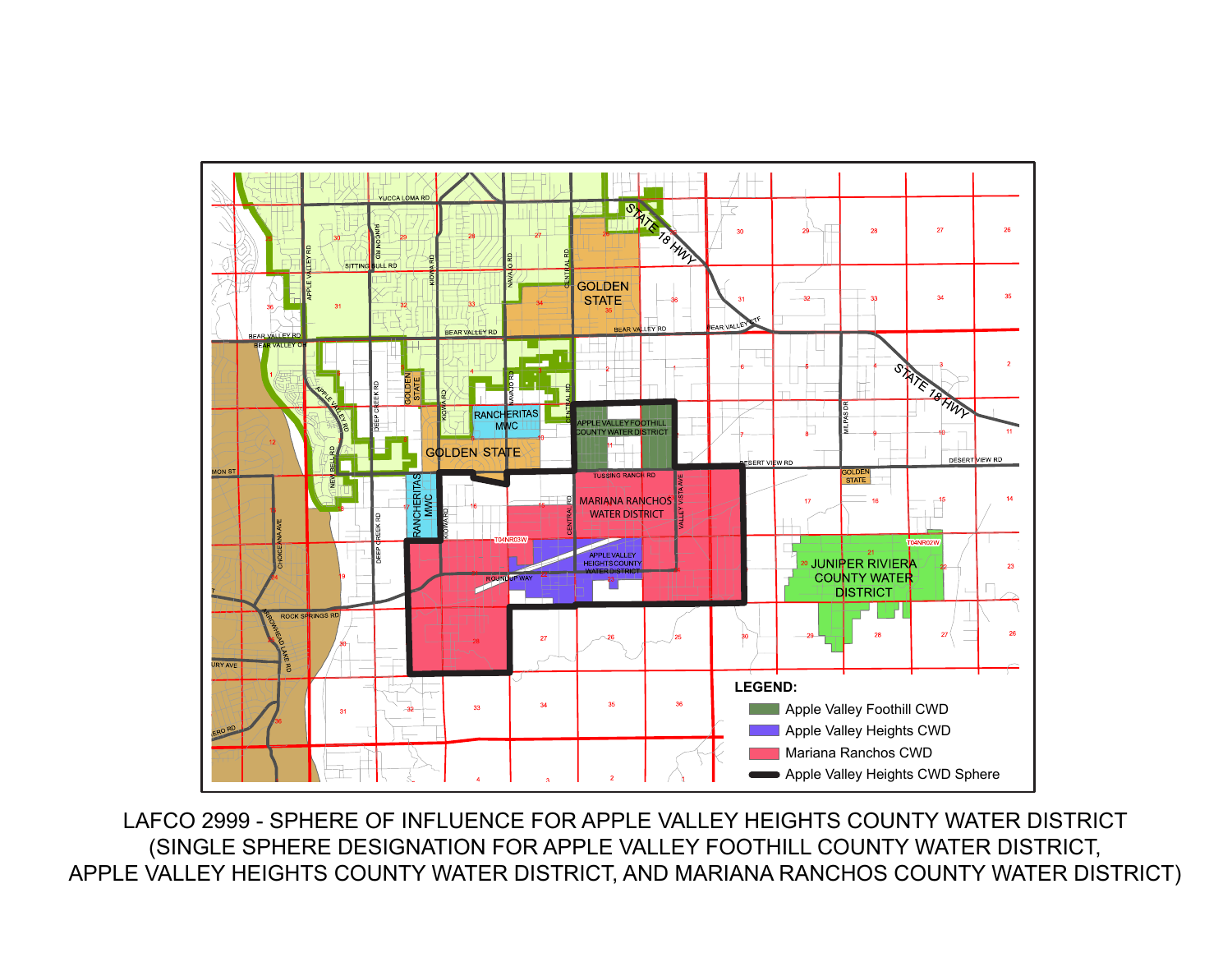**LEGEND:**

- Apple Valley Foothill CWD
- Apple Valley Heights CWD
- Mariana Ranchos CWD
- Apple Valley Heights CWD Sphere

LAFCO 2999 - SPHERE OF INFLUENCE FOR APPLE VALLEY HEIGHTS COUNTY WATER DISTRICT
(SINGLE SPHERE DESIGNATION FOR APPLE VALLEY FOOTHILL COUNTY WATER DISTRICT,
APPLE VALLEY HEIGHTS COUNTY WATER DISTRICT, AND MARIANA RANCHOS COUNTY WATER DISTRICT)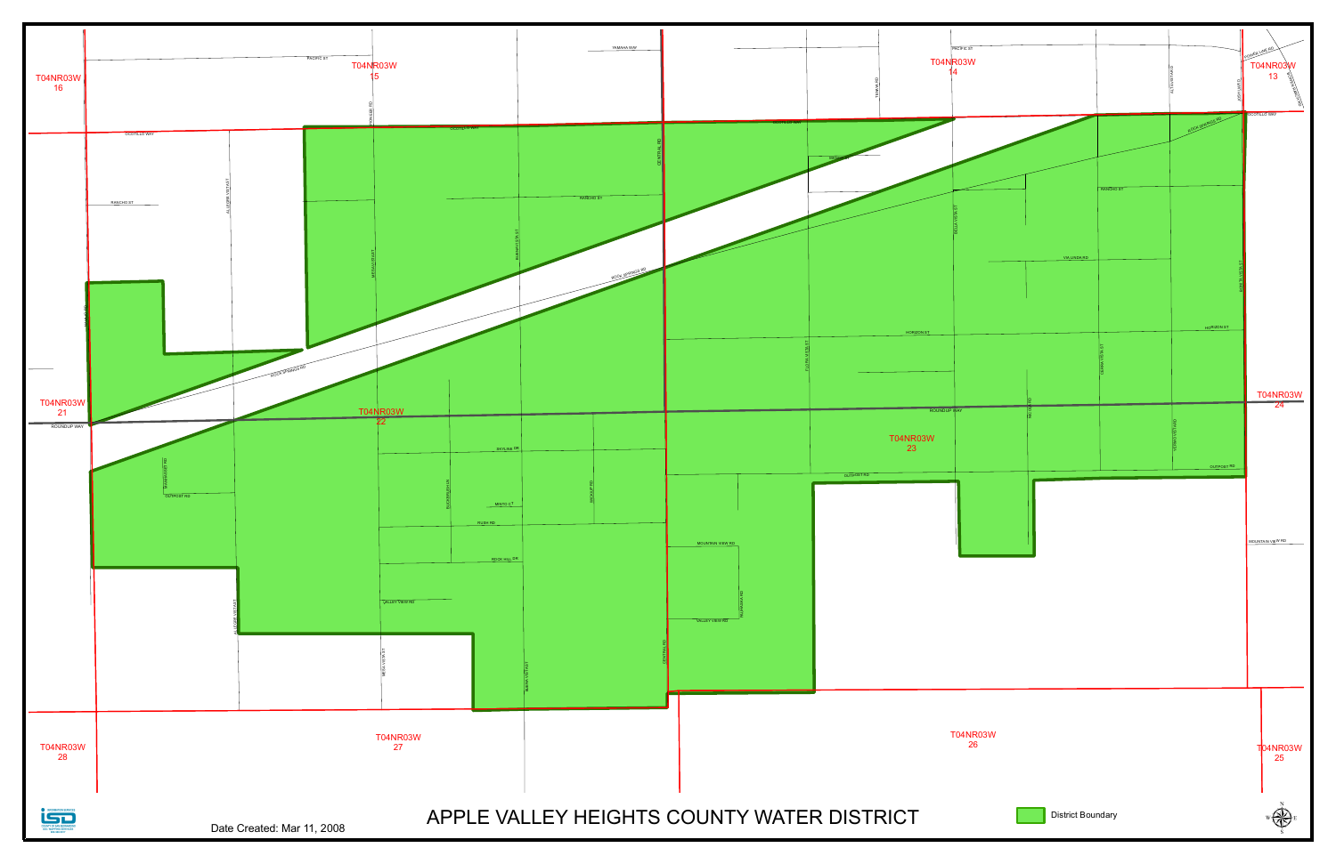# APPLE VALLEY HEIGHTS COUNTY WATER DISTRICT

Date Created: Mar 11, 2008

District Boundary

T04NR03W 16

T04NR03W 15

T04NR03W 14

T04NR03W 13

T04NR03W 21

T04NR03W 22

T04NR03W 23

T04NR03W 24

T04NR03W 28

T04NR03W 27

T04NR03W 26

T04NR03W 25

PACIFIC ST

PAWNAHA WAY

OCOTILLO WAY

RANCHO ST

ROCK SPRINGS RD

ROUNDUP WAY

SKYLINE DR

MYSTIC CT

RUSH RD

ROCK HILL DR

VALLEY VIEW RD

OUTPOST RD

MOUNTAIN VIEW RD

HORIZON ST

VALUNDA RD

CENTRAL RD

ALLEGRA VISTA ST

MESA VIEW ST

SIERRA VISTA ST

DELLA VISTA ST

ELVIRA VISTA ST

TERRA VISTA RD

NEUGES RD

PINON MAR RD

BUCKBRUSH LN

BIG HORN RD